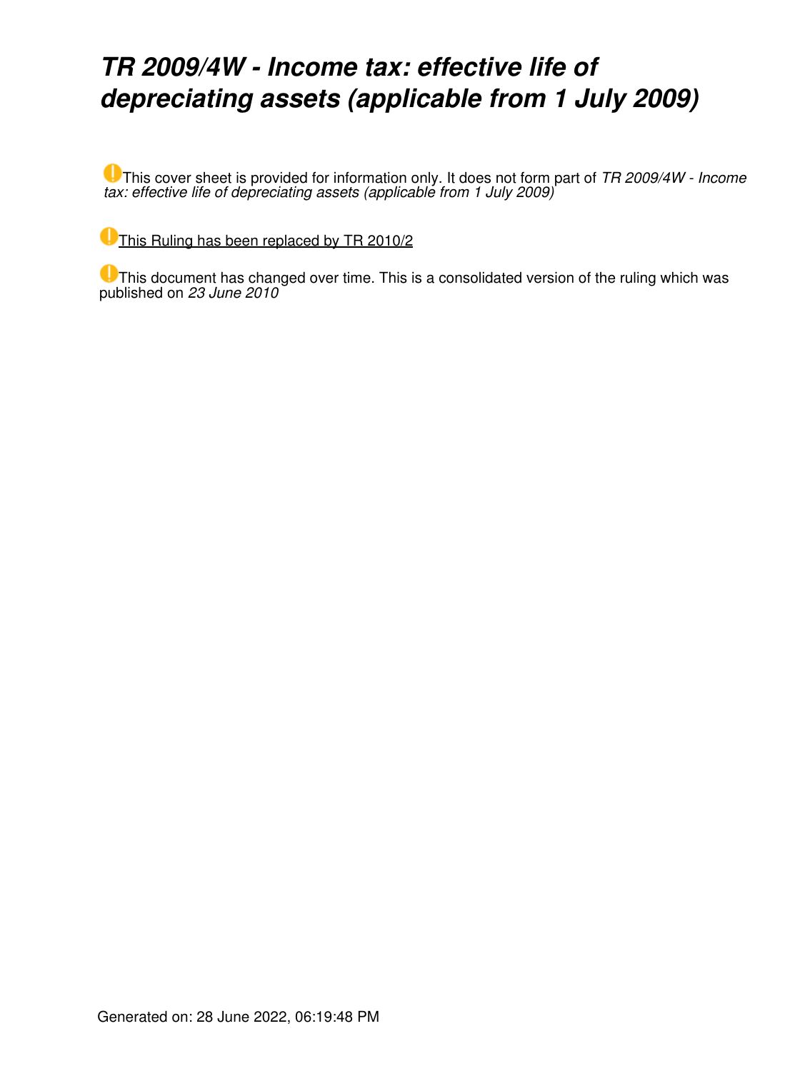# *TR 2009/4W - Income tax: effective life of depreciating assets (applicable from 1 July 2009)*

This cover sheet is provided for information only. It does not form part of *TR 2009/4W - Income tax: effective life of depreciating assets (applicable from 1 July 2009)*

This Ruling has been replaced by TR 2010/2

This document has changed over time. This is a consolidated version of the ruling which was published on *23 June 2010*

Generated on: 28 June 2022, 06:19:48 PM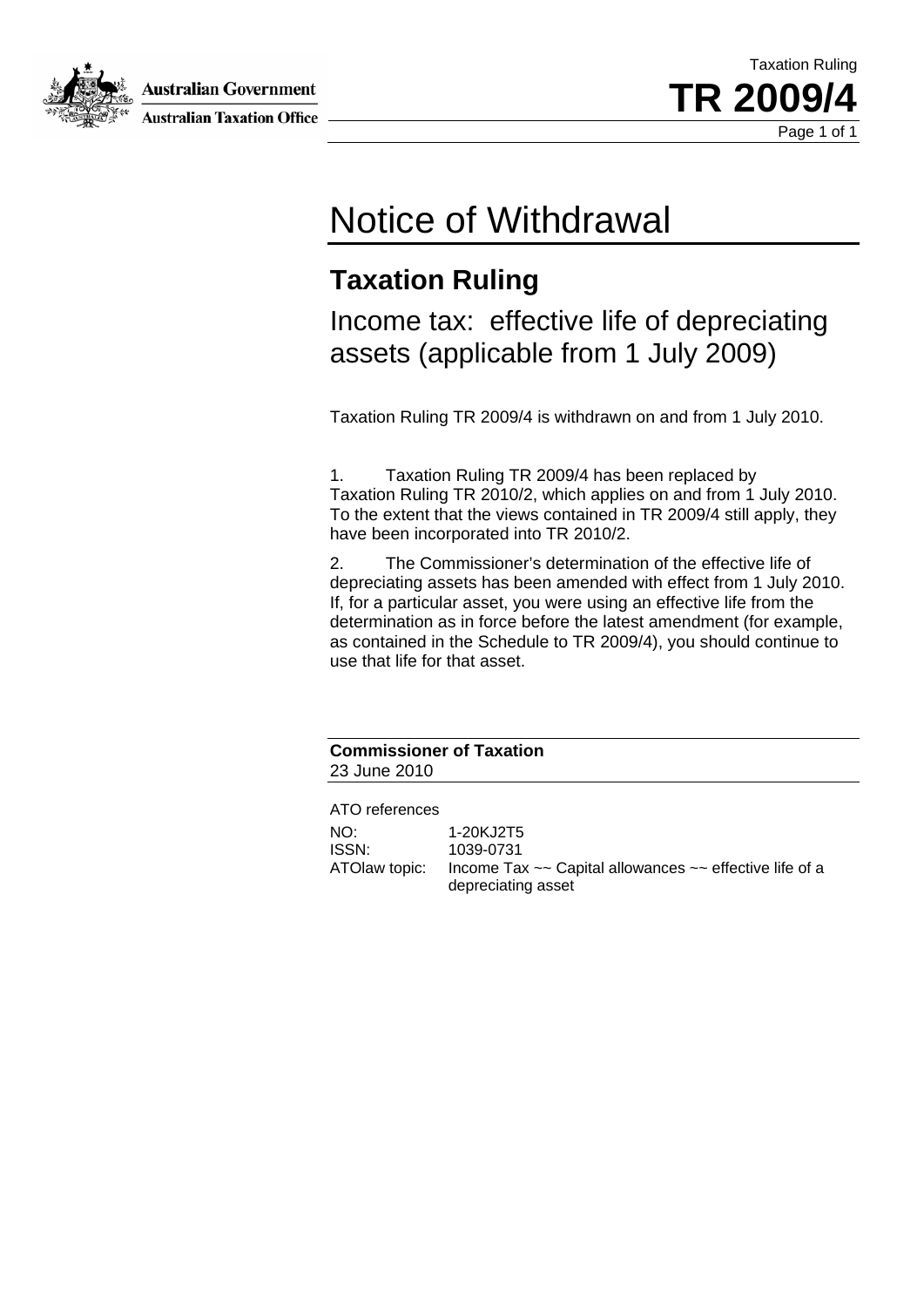# Notice of Withdrawal

## Taxation Ruling

Income tax: effective life of depreciating assets (applicable from 1 July 2009)

Taxation Ruling TR 2009/4 is withdrawn on and from 1 July 2010.

1. Taxation Ruling TR 2009/4 has been replaced by Taxation Ruling TR 2010/2, which applies on and from 1 July 2010. To the extent that the views contained in TR 2009/4 still apply, they have been incorporated into TR 2010/2.

2. The Commissioner's determination of the effective life of depreciating assets has been amended with effect from 1 July 2010. If, for a particular asset, you were using an effective life from the determination as in force before the latest amendment (for example, as contained in the Schedule to TR 2009/4), you should continue to use that life for that asset.

**Commissioner of Taxation**
23 June 2010

ATO references

| | |
|---|---|
| NO: | 1-20KJ2T5 |
| ISSN: | 1039-0731 |
| ATOlaw topic: | Income Tax ~~ Capital allowances ~~ effective life of a depreciating asset |